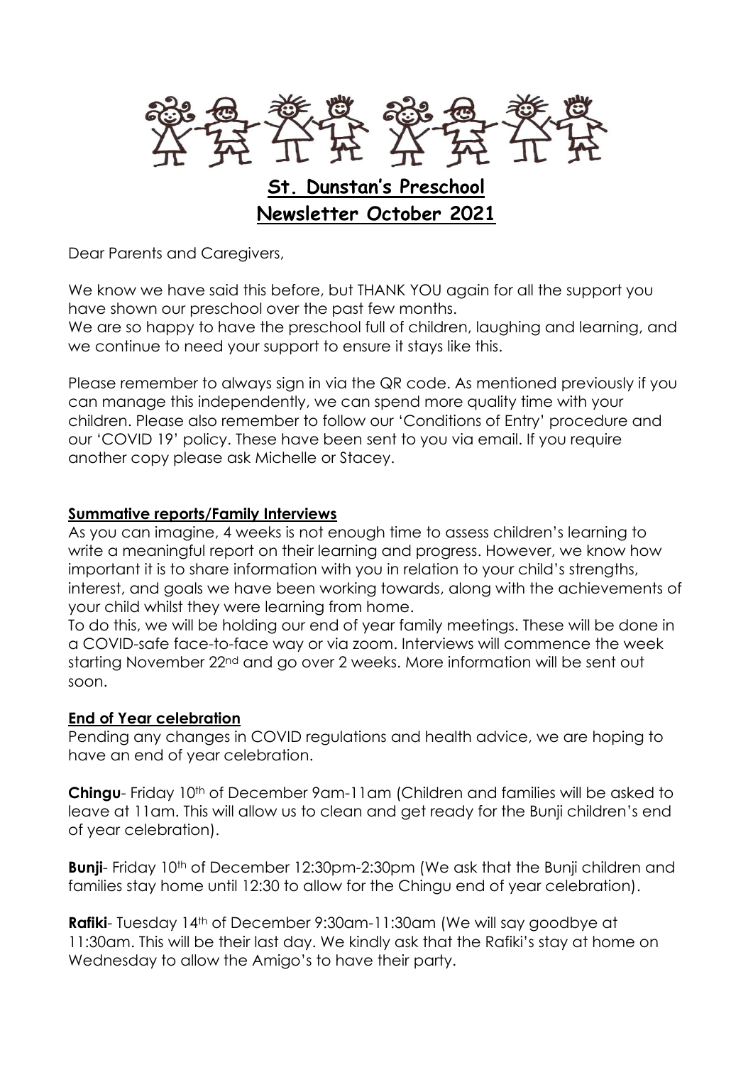# St. Dunstan's Preschool
# Newsletter October 2021

Dear Parents and Caregivers,

We know we have said this before, but THANK YOU again for all the support you have shown our preschool over the past few months.
We are so happy to have the preschool full of children, laughing and learning, and we continue to need your support to ensure it stays like this.

Please remember to always sign in via the QR code. As mentioned previously if you can manage this independently, we can spend more quality time with your children. Please also remember to follow our 'Conditions of Entry' procedure and our 'COVID 19' policy. These have been sent to you via email. If you require another copy please ask Michelle or Stacey.

## Summative reports/Family Interviews

As you can imagine, 4 weeks is not enough time to assess children's learning to write a meaningful report on their learning and progress. However, we know how important it is to share information with you in relation to your child's strengths, interest, and goals we have been working towards, along with the achievements of your child whilst they were learning from home.
To do this, we will be holding our end of year family meetings. These will be done in a COVID-safe face-to-face way or via zoom. Interviews will commence the week starting November 22nd and go over 2 weeks. More information will be sent out soon.

## End of Year celebration

Pending any changes in COVID regulations and health advice, we are hoping to have an end of year celebration.

**Chingu**- Friday 10th of December 9am-11am (Children and families will be asked to leave at 11am. This will allow us to clean and get ready for the Bunji children's end of year celebration).

**Bunji**- Friday 10th of December 12:30pm-2:30pm (We ask that the Bunji children and families stay home until 12:30 to allow for the Chingu end of year celebration).

**Rafiki**- Tuesday 14th of December 9:30am-11:30am (We will say goodbye at 11:30am. This will be their last day. We kindly ask that the Rafiki's stay at home on Wednesday to allow the Amigo's to have their party.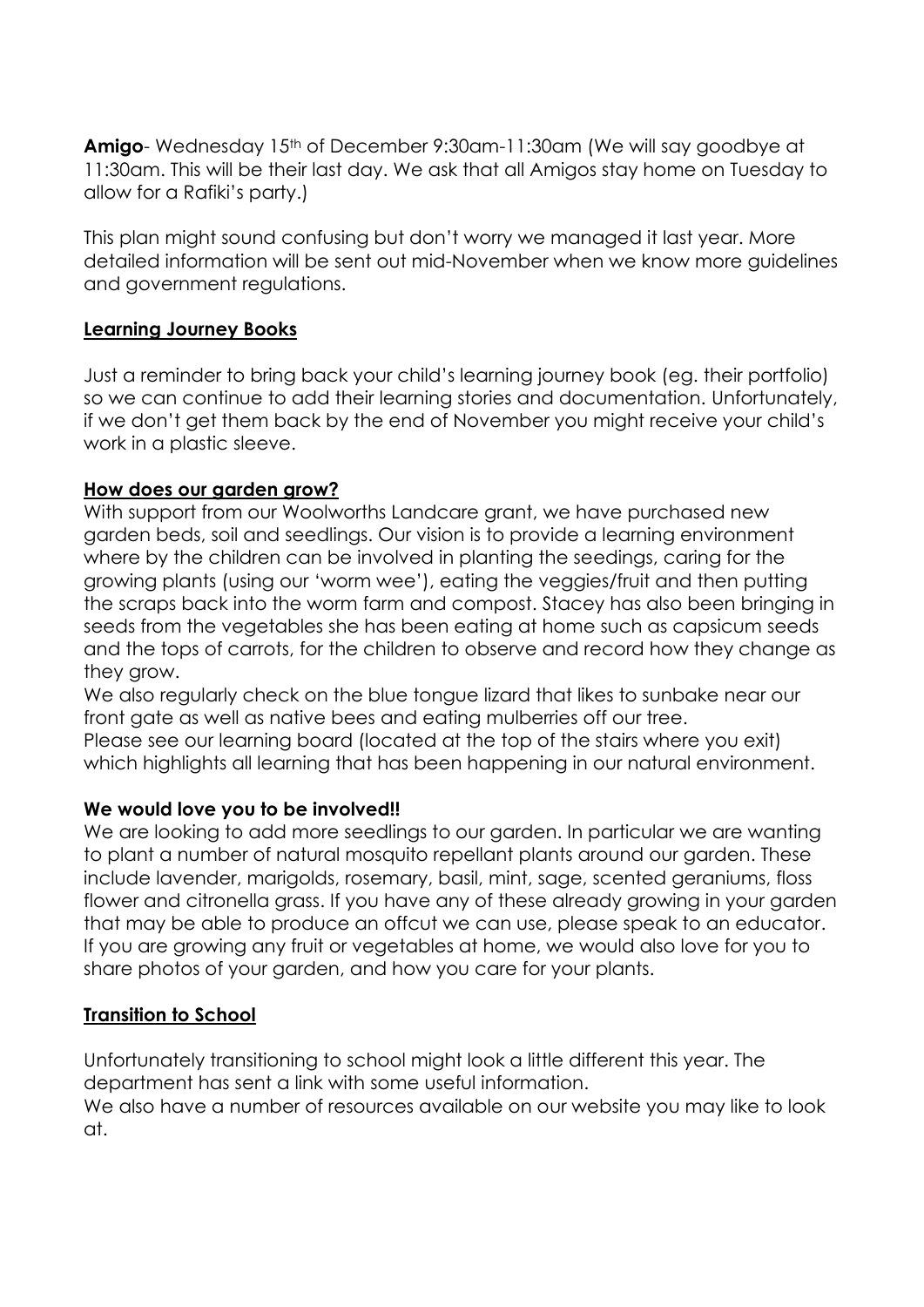**Amigo**- Wednesday 15th of December 9:30am-11:30am (We will say goodbye at 11:30am. This will be their last day. We ask that all Amigos stay home on Tuesday to allow for a Rafiki's party.)

This plan might sound confusing but don't worry we managed it last year. More detailed information will be sent out mid-November when we know more guidelines and government regulations.

## Learning Journey Books

Just a reminder to bring back your child's learning journey book (eg. their portfolio) so we can continue to add their learning stories and documentation. Unfortunately, if we don't get them back by the end of November you might receive your child's work in a plastic sleeve.

## How does our garden grow?

With support from our Woolworths Landcare grant, we have purchased new garden beds, soil and seedlings. Our vision is to provide a learning environment where by the children can be involved in planting the seedings, caring for the growing plants (using our 'worm wee'), eating the veggies/fruit and then putting the scraps back into the worm farm and compost. Stacey has also been bringing in seeds from the vegetables she has been eating at home such as capsicum seeds and the tops of carrots, for the children to observe and record how they change as they grow.

We also regularly check on the blue tongue lizard that likes to sunbake near our front gate as well as native bees and eating mulberries off our tree.

Please see our learning board (located at the top of the stairs where you exit) which highlights all learning that has been happening in our natural environment.

**We would love you to be involved!!**

We are looking to add more seedlings to our garden. In particular we are wanting to plant a number of natural mosquito repellant plants around our garden. These include lavender, marigolds, rosemary, basil, mint, sage, scented geraniums, floss flower and citronella grass. If you have any of these already growing in your garden that may be able to produce an offcut we can use, please speak to an educator. If you are growing any fruit or vegetables at home, we would also love for you to share photos of your garden, and how you care for your plants.

## Transition to School

Unfortunately transitioning to school might look a little different this year. The department has sent a link with some useful information.

We also have a number of resources available on our website you may like to look at.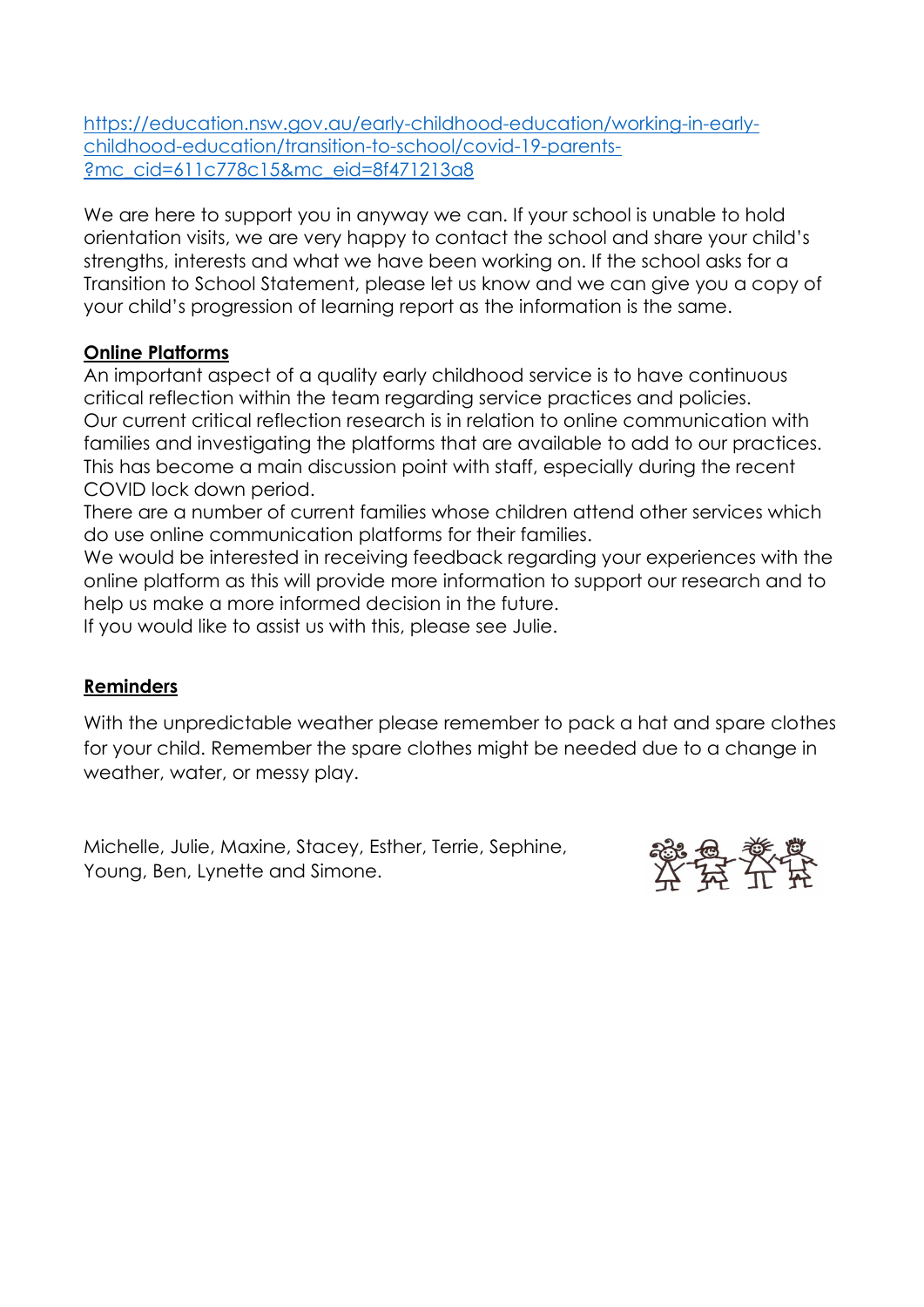https://education.nsw.gov.au/early-childhood-education/working-in-early-childhood-education/transition-to-school/covid-19-parents-?mc_cid=611c778c15&mc_eid=8f471213a8

We are here to support you in anyway we can. If your school is unable to hold orientation visits, we are very happy to contact the school and share your child's strengths, interests and what we have been working on. If the school asks for a Transition to School Statement, please let us know and we can give you a copy of your child's progression of learning report as the information is the same.

**Online Platforms**

An important aspect of a quality early childhood service is to have continuous critical reflection within the team regarding service practices and policies.
Our current critical reflection research is in relation to online communication with families and investigating the platforms that are available to add to our practices. This has become a main discussion point with staff, especially during the recent COVID lock down period.
There are a number of current families whose children attend other services which do use online communication platforms for their families.
We would be interested in receiving feedback regarding your experiences with the online platform as this will provide more information to support our research and to help us make a more informed decision in the future.
If you would like to assist us with this, please see Julie.

**Reminders**

With the unpredictable weather please remember to pack a hat and spare clothes for your child. Remember the spare clothes might be needed due to a change in weather, water, or messy play.

Michelle, Julie, Maxine, Stacey, Esther, Terrie, Sephine, Young, Ben, Lynette and Simone.